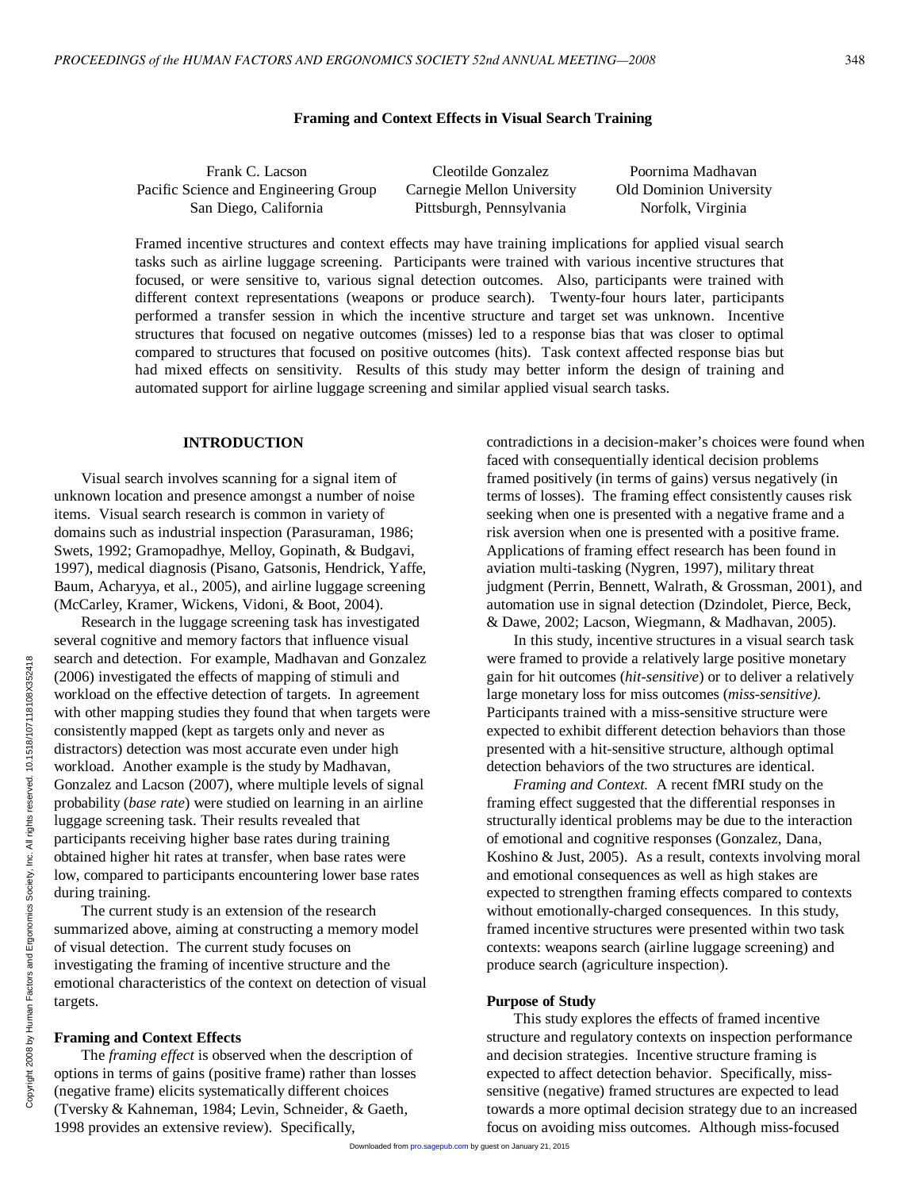# Framing and Context Effects in Visual Search Training

Frank C. Lacson
Pacific Science and Engineering Group
San Diego, California

Cleotilde Gonzalez
Carnegie Mellon University
Pittsburgh, Pennsylvania

Poornima Madhavan
Old Dominion University
Norfolk, Virginia

Framed incentive structures and context effects may have training implications for applied visual search tasks such as airline luggage screening. Participants were trained with various incentive structures that focused, or were sensitive to, various signal detection outcomes. Also, participants were trained with different context representations (weapons or produce search). Twenty-four hours later, participants performed a transfer session in which the incentive structure and target set was unknown. Incentive structures that focused on negative outcomes (misses) led to a response bias that was closer to optimal compared to structures that focused on positive outcomes (hits). Task context affected response bias but had mixed effects on sensitivity. Results of this study may better inform the design of training and automated support for airline luggage screening and similar applied visual search tasks.

## INTRODUCTION

Visual search involves scanning for a signal item of unknown location and presence amongst a number of noise items. Visual search research is common in variety of domains such as industrial inspection (Parasuraman, 1986; Swets, 1992; Gramopadhye, Melloy, Gopinath, & Budgavi, 1997), medical diagnosis (Pisano, Gatsonis, Hendrick, Yaffe, Baum, Acharyya, et al., 2005), and airline luggage screening (McCarley, Kramer, Wickens, Vidoni, & Boot, 2004).

Research in the luggage screening task has investigated several cognitive and memory factors that influence visual search and detection. For example, Madhavan and Gonzalez (2006) investigated the effects of mapping of stimuli and workload on the effective detection of targets. In agreement with other mapping studies they found that when targets were consistently mapped (kept as targets only and never as distractors) detection was most accurate even under high workload. Another example is the study by Madhavan, Gonzalez and Lacson (2007), where multiple levels of signal probability (*base rate*) were studied on learning in an airline luggage screening task. Their results revealed that participants receiving higher base rates during training obtained higher hit rates at transfer, when base rates were low, compared to participants encountering lower base rates during training.

The current study is an extension of the research summarized above, aiming at constructing a memory model of visual detection. The current study focuses on investigating the framing of incentive structure and the emotional characteristics of the context on detection of visual targets.

### Framing and Context Effects

The *framing effect* is observed when the description of options in terms of gains (positive frame) rather than losses (negative frame) elicits systematically different choices (Tversky & Kahneman, 1984; Levin, Schneider, & Gaeth, 1998 provides an extensive review). Specifically, contradictions in a decision-maker's choices were found when faced with consequentially identical decision problems framed positively (in terms of gains) versus negatively (in terms of losses). The framing effect consistently causes risk seeking when one is presented with a negative frame and a risk aversion when one is presented with a positive frame. Applications of framing effect research has been found in aviation multi-tasking (Nygren, 1997), military threat judgment (Perrin, Bennett, Walrath, & Grossman, 2001), and automation use in signal detection (Dzindolet, Pierce, Beck, & Dawe, 2002; Lacson, Wiegmann, & Madhavan, 2005).

In this study, incentive structures in a visual search task were framed to provide a relatively large positive monetary gain for hit outcomes (*hit-sensitive*) or to deliver a relatively large monetary loss for miss outcomes (*miss-sensitive).* Participants trained with a miss-sensitive structure were expected to exhibit different detection behaviors than those presented with a hit-sensitive structure, although optimal detection behaviors of the two structures are identical.

*Framing and Context.* A recent fMRI study on the framing effect suggested that the differential responses in structurally identical problems may be due to the interaction of emotional and cognitive responses (Gonzalez, Dana, Koshino & Just, 2005). As a result, contexts involving moral and emotional consequences as well as high stakes are expected to strengthen framing effects compared to contexts without emotionally-charged consequences. In this study, framed incentive structures were presented within two task contexts: weapons search (airline luggage screening) and produce search (agriculture inspection).

### Purpose of Study

This study explores the effects of framed incentive structure and regulatory contexts on inspection performance and decision strategies. Incentive structure framing is expected to affect detection behavior. Specifically, miss-sensitive (negative) framed structures are expected to lead towards a more optimal decision strategy due to an increased focus on avoiding miss outcomes. Although miss-focused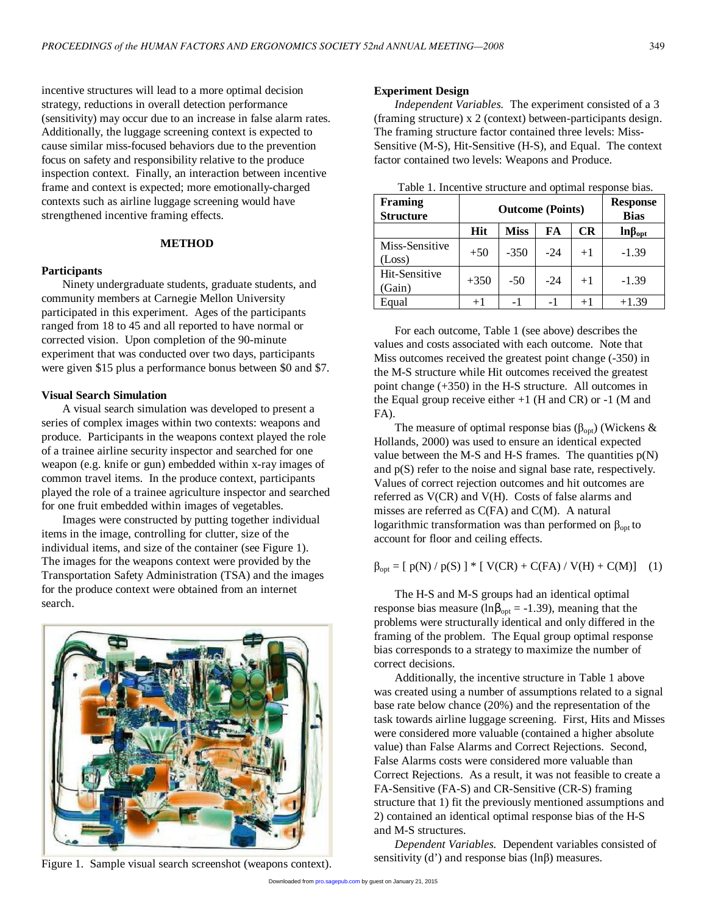incentive structures will lead to a more optimal decision strategy, reductions in overall detection performance (sensitivity) may occur due to an increase in false alarm rates. Additionally, the luggage screening context is expected to cause similar miss-focused behaviors due to the prevention focus on safety and responsibility relative to the produce inspection context. Finally, an interaction between incentive frame and context is expected; more emotionally-charged contexts such as airline luggage screening would have strengthened incentive framing effects.

## METHOD

### Participants

Ninety undergraduate students, graduate students, and community members at Carnegie Mellon University participated in this experiment. Ages of the participants ranged from 18 to 45 and all reported to have normal or corrected vision. Upon completion of the 90-minute experiment that was conducted over two days, participants were given $15 plus a performance bonus between $0 and $7.

### Visual Search Simulation

A visual search simulation was developed to present a series of complex images within two contexts: weapons and produce. Participants in the weapons context played the role of a trainee airline security inspector and searched for one weapon (e.g. knife or gun) embedded within x-ray images of common travel items. In the produce context, participants played the role of a trainee agriculture inspector and searched for one fruit embedded within images of vegetables.

Images were constructed by putting together individual items in the image, controlling for clutter, size of the individual items, and size of the container (see Figure 1). The images for the weapons context were provided by the Transportation Safety Administration (TSA) and the images for the produce context were obtained from an internet search.

Figure 1. Sample visual search screenshot (weapons context).

### Experiment Design

*Independent Variables.* The experiment consisted of a 3 (framing structure) x 2 (context) between-participants design. The framing structure factor contained three levels: Miss-Sensitive (M-S), Hit-Sensitive (H-S), and Equal. The context factor contained two levels: Weapons and Produce.

Table 1. Incentive structure and optimal response bias.

| Framing Structure | Outcome (Points) | | | | Response Bias |
|---|---|---|---|---|---|
| | Hit | Miss | FA | CR | $\ln\beta_{opt}$ |
| Miss-Sensitive (Loss) | +50 | -350 | -24 | +1 | -1.39 |
| Hit-Sensitive (Gain) | +350 | -50 | -24 | +1 | -1.39 |
| Equal | +1 | -1 | -1 | +1 | +1.39 |

For each outcome, Table 1 (see above) describes the values and costs associated with each outcome. Note that Miss outcomes received the greatest point change (-350) in the M-S structure while Hit outcomes received the greatest point change (+350) in the H-S structure. All outcomes in the Equal group receive either +1 (H and CR) or -1 (M and FA).

The measure of optimal response bias ($\beta_{opt}$) (Wickens & Hollands, 2000) was used to ensure an identical expected value between the M-S and H-S frames. The quantities p(N) and p(S) refer to the noise and signal base rate, respectively. Values of correct rejection outcomes and hit outcomes are referred as V(CR) and V(H). Costs of false alarms and misses are referred as C(FA) and C(M). A natural logarithmic transformation was than performed on $\beta_{opt}$ to account for floor and ceiling effects.

$$\beta_{opt} = [\ p(N) / p(S)\ ] * [\ V(CR) + C(FA) / V(H) + C(M)] \quad (1)$$

The H-S and M-S groups had an identical optimal response bias measure ($\ln\beta_{opt} = -1.39$), meaning that the problems were structurally identical and only differed in the framing of the problem. The Equal group optimal response bias corresponds to a strategy to maximize the number of correct decisions.

Additionally, the incentive structure in Table 1 above was created using a number of assumptions related to a signal base rate below chance (20%) and the representation of the task towards airline luggage screening. First, Hits and Misses were considered more valuable (contained a higher absolute value) than False Alarms and Correct Rejections. Second, False Alarms costs were considered more valuable than Correct Rejections. As a result, it was not feasible to create a FA-Sensitive (FA-S) and CR-Sensitive (CR-S) framing structure that 1) fit the previously mentioned assumptions and 2) contained an identical optimal response bias of the H-S and M-S structures.

*Dependent Variables.* Dependent variables consisted of sensitivity (d') and response bias ($\ln\beta$) measures.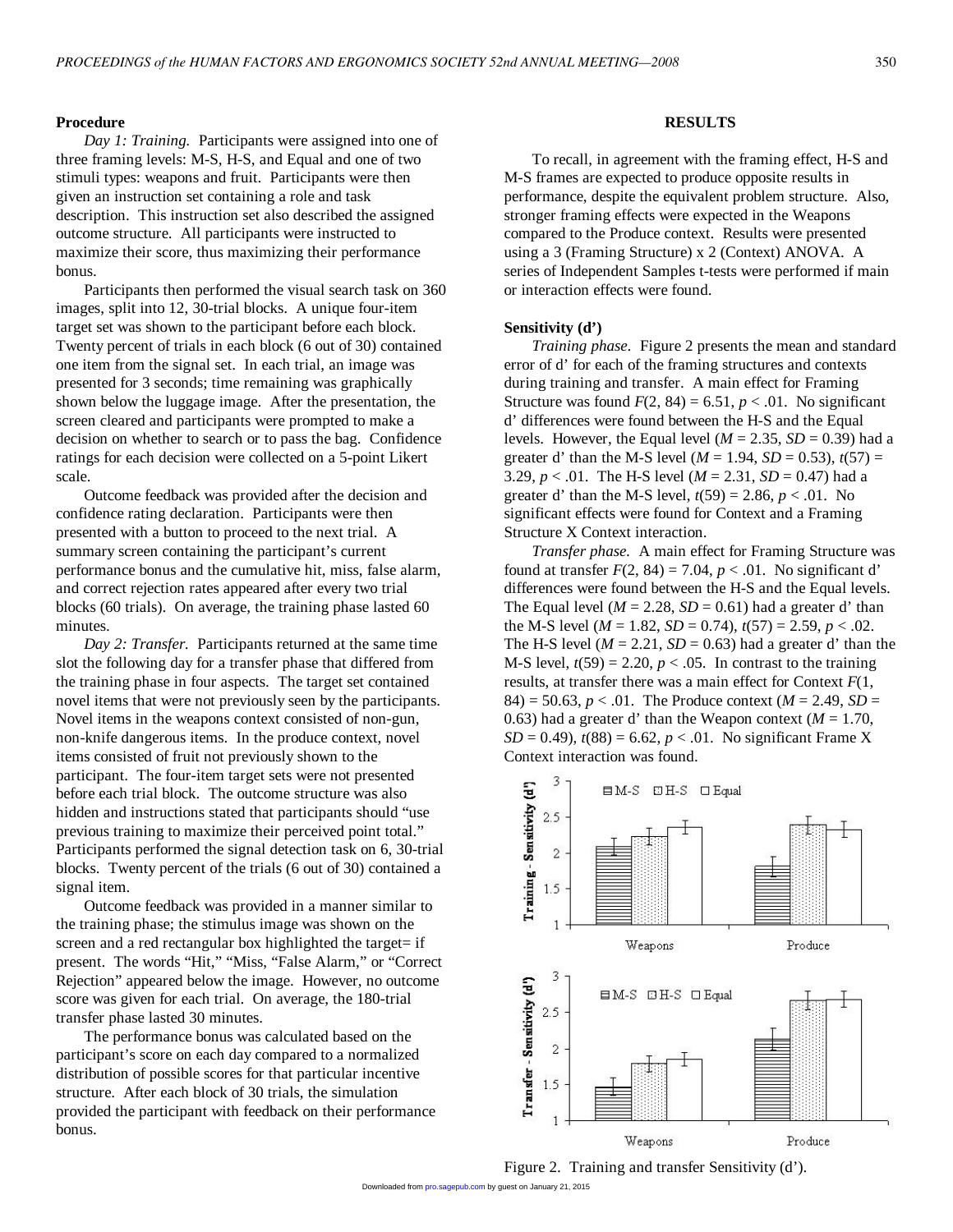### Procedure

*Day 1: Training.* Participants were assigned into one of three framing levels: M-S, H-S, and Equal and one of two stimuli types: weapons and fruit. Participants were then given an instruction set containing a role and task description. This instruction set also described the assigned outcome structure. All participants were instructed to maximize their score, thus maximizing their performance bonus.

Participants then performed the visual search task on 360 images, split into 12, 30-trial blocks. A unique four-item target set was shown to the participant before each block. Twenty percent of trials in each block (6 out of 30) contained one item from the signal set. In each trial, an image was presented for 3 seconds; time remaining was graphically shown below the luggage image. After the presentation, the screen cleared and participants were prompted to make a decision on whether to search or to pass the bag. Confidence ratings for each decision were collected on a 5-point Likert scale.

Outcome feedback was provided after the decision and confidence rating declaration. Participants were then presented with a button to proceed to the next trial. A summary screen containing the participant's current performance bonus and the cumulative hit, miss, false alarm, and correct rejection rates appeared after every two trial blocks (60 trials). On average, the training phase lasted 60 minutes.

*Day 2: Transfer.* Participants returned at the same time slot the following day for a transfer phase that differed from the training phase in four aspects. The target set contained novel items that were not previously seen by the participants. Novel items in the weapons context consisted of non-gun, non-knife dangerous items. In the produce context, novel items consisted of fruit not previously shown to the participant. The four-item target sets were not presented before each trial block. The outcome structure was also hidden and instructions stated that participants should "use previous training to maximize their perceived point total." Participants performed the signal detection task on 6, 30-trial blocks. Twenty percent of the trials (6 out of 30) contained a signal item.

Outcome feedback was provided in a manner similar to the training phase; the stimulus image was shown on the screen and a red rectangular box highlighted the target= if present. The words "Hit," "Miss, "False Alarm," or "Correct Rejection" appeared below the image. However, no outcome score was given for each trial. On average, the 180-trial transfer phase lasted 30 minutes.

The performance bonus was calculated based on the participant's score on each day compared to a normalized distribution of possible scores for that particular incentive structure. After each block of 30 trials, the simulation provided the participant with feedback on their performance bonus.

## RESULTS

To recall, in agreement with the framing effect, H-S and M-S frames are expected to produce opposite results in performance, despite the equivalent problem structure. Also, stronger framing effects were expected in the Weapons compared to the Produce context. Results were presented using a 3 (Framing Structure) x 2 (Context) ANOVA. A series of Independent Samples t-tests were performed if main or interaction effects were found.

### Sensitivity (d')

*Training phase.* Figure 2 presents the mean and standard error of d' for each of the framing structures and contexts during training and transfer. A main effect for Framing Structure was found $F(2, 84) = 6.51$, $p < .01$. No significant d' differences were found between the H-S and the Equal levels. However, the Equal level ($M = 2.35$, $SD = 0.39$) had a greater d' than the M-S level ($M = 1.94$, $SD = 0.53$), $t(57) = 3.29$, $p < .01$. The H-S level ($M = 2.31$, $SD = 0.47$) had a greater d' than the M-S level, $t(59) = 2.86$, $p < .01$. No significant effects were found for Context and a Framing Structure X Context interaction.

*Transfer phase.* A main effect for Framing Structure was found at transfer $F(2, 84) = 7.04$, $p < .01$. No significant d' differences were found between the H-S and the Equal levels. The Equal level ($M = 2.28$, $SD = 0.61$) had a greater d' than the M-S level ($M = 1.82$, $SD = 0.74$), $t(57) = 2.59$, $p < .02$. The H-S level ($M = 2.21$, $SD = 0.63$) had a greater d' than the M-S level, $t(59) = 2.20$, $p < .05$. In contrast to the training results, at transfer there was a main effect for Context $F(1, 84) = 50.63$, $p < .01$. The Produce context ($M = 2.49$, $SD = 0.63$) had a greater d' than the Weapon context ($M = 1.70$, $SD = 0.49$), $t(88) = 6.62$, $p < .01$. No significant Frame X Context interaction was found.

Figure 2. Training and transfer Sensitivity (d').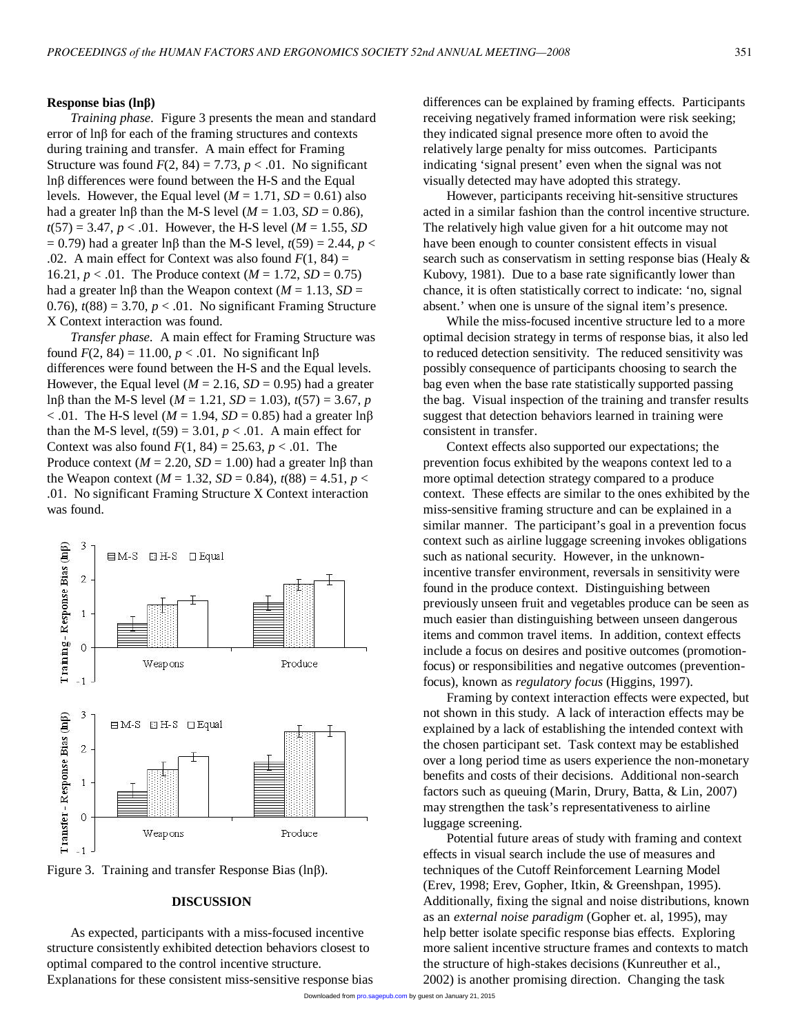**Response bias (lnβ)**

*Training phase*. Figure 3 presents the mean and standard error of lnβ for each of the framing structures and contexts during training and transfer. A main effect for Framing Structure was found $F(2, 84) = 7.73$, $p < .01$. No significant lnβ differences were found between the H-S and the Equal levels. However, the Equal level ($M = 1.71$, $SD = 0.61$) also had a greater lnβ than the M-S level ($M = 1.03$, $SD = 0.86$), $t(57) = 3.47$, $p < .01$. However, the H-S level ($M = 1.55$, $SD = 0.79$) had a greater lnβ than the M-S level, $t(59) = 2.44$, $p < .02$. A main effect for Context was also found $F(1, 84) = 16.21$, $p < .01$. The Produce context ($M = 1.72$, $SD = 0.75$) had a greater lnβ than the Weapon context ($M = 1.13$, $SD = 0.76$), $t(88) = 3.70$, $p < .01$. No significant Framing Structure X Context interaction was found.

*Transfer phase*. A main effect for Framing Structure was found $F(2, 84) = 11.00$, $p < .01$. No significant lnβ differences were found between the H-S and the Equal levels. However, the Equal level ($M = 2.16$, $SD = 0.95$) had a greater lnβ than the M-S level ($M = 1.21$, $SD = 1.03$), $t(57) = 3.67$, $p < .01$. The H-S level ($M = 1.94$, $SD = 0.85$) had a greater lnβ than the M-S level, $t(59) = 3.01$, $p < .01$. A main effect for Context was also found $F(1, 84) = 25.63$, $p < .01$. The Produce context ($M = 2.20$, $SD = 1.00$) had a greater lnβ than the Weapon context ($M = 1.32$, $SD = 0.84$), $t(88) = 4.51$, $p < .01$. No significant Framing Structure X Context interaction was found.

Figure 3. Training and transfer Response Bias (lnβ).

## DISCUSSION

As expected, participants with a miss-focused incentive structure consistently exhibited detection behaviors closest to optimal compared to the control incentive structure. Explanations for these consistent miss-sensitive response bias differences can be explained by framing effects. Participants receiving negatively framed information were risk seeking; they indicated signal presence more often to avoid the relatively large penalty for miss outcomes. Participants indicating 'signal present' even when the signal was not visually detected may have adopted this strategy.

However, participants receiving hit-sensitive structures acted in a similar fashion than the control incentive structure. The relatively high value given for a hit outcome may not have been enough to counter consistent effects in visual search such as conservatism in setting response bias (Healy & Kubovy, 1981). Due to a base rate significantly lower than chance, it is often statistically correct to indicate: 'no, signal absent.' when one is unsure of the signal item's presence.

While the miss-focused incentive structure led to a more optimal decision strategy in terms of response bias, it also led to reduced detection sensitivity. The reduced sensitivity was possibly consequence of participants choosing to search the bag even when the base rate statistically supported passing the bag. Visual inspection of the training and transfer results suggest that detection behaviors learned in training were consistent in transfer.

Context effects also supported our expectations; the prevention focus exhibited by the weapons context led to a more optimal detection strategy compared to a produce context. These effects are similar to the ones exhibited by the miss-sensitive framing structure and can be explained in a similar manner. The participant's goal in a prevention focus context such as airline luggage screening invokes obligations such as national security. However, in the unknown-incentive transfer environment, reversals in sensitivity were found in the produce context. Distinguishing between previously unseen fruit and vegetables produce can be seen as much easier than distinguishing between unseen dangerous items and common travel items. In addition, context effects include a focus on desires and positive outcomes (promotion-focus) or responsibilities and negative outcomes (prevention-focus), known as *regulatory focus* (Higgins, 1997).

Framing by context interaction effects were expected, but not shown in this study. A lack of interaction effects may be explained by a lack of establishing the intended context with the chosen participant set. Task context may be established over a long period time as users experience the non-monetary benefits and costs of their decisions. Additional non-search factors such as queuing (Marin, Drury, Batta, & Lin, 2007) may strengthen the task's representativeness to airline luggage screening.

Potential future areas of study with framing and context effects in visual search include the use of measures and techniques of the Cutoff Reinforcement Learning Model (Erev, 1998; Erev, Gopher, Itkin, & Greenshpan, 1995). Additionally, fixing the signal and noise distributions, known as an *external noise paradigm* (Gopher et. al, 1995), may help better isolate specific response bias effects. Exploring more salient incentive structure frames and contexts to match the structure of high-stakes decisions (Kunreuther et al., 2002) is another promising direction. Changing the task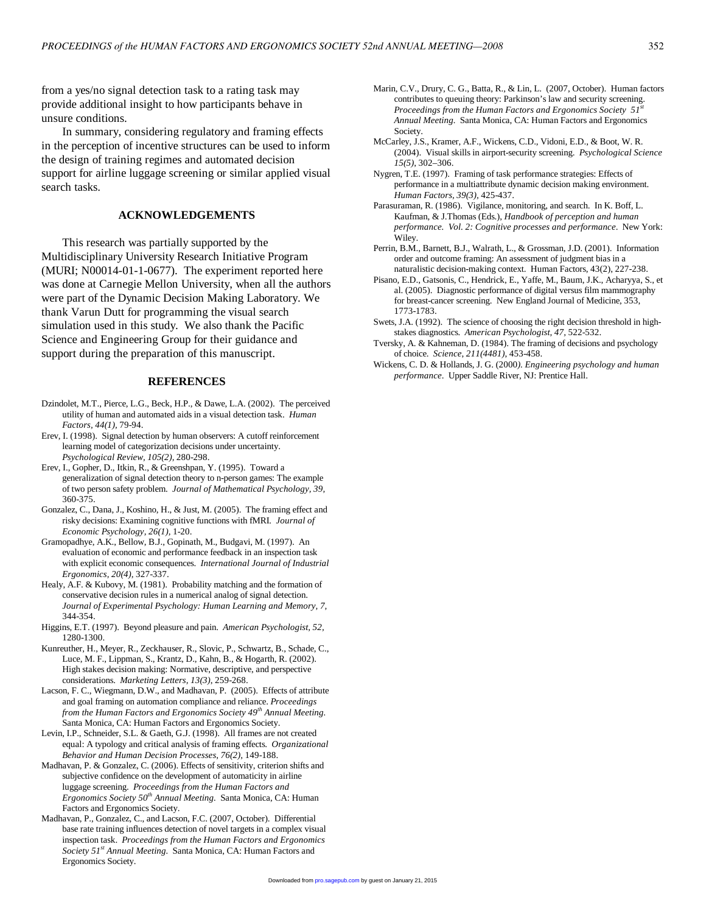from a yes/no signal detection task to a rating task may provide additional insight to how participants behave in unsure conditions.

In summary, considering regulatory and framing effects in the perception of incentive structures can be used to inform the design of training regimes and automated decision support for airline luggage screening or similar applied visual search tasks.

## ACKNOWLEDGEMENTS

This research was partially supported by the Multidisciplinary University Research Initiative Program (MURI; N00014-01-1-0677). The experiment reported here was done at Carnegie Mellon University, when all the authors were part of the Dynamic Decision Making Laboratory. We thank Varun Dutt for programming the visual search simulation used in this study. We also thank the Pacific Science and Engineering Group for their guidance and support during the preparation of this manuscript.

## REFERENCES

Dzindolet, M.T., Pierce, L.G., Beck, H.P., & Dawe, L.A. (2002). The perceived utility of human and automated aids in a visual detection task. *Human Factors, 44(1)*, 79-94.

Erev, I. (1998). Signal detection by human observers: A cutoff reinforcement learning model of categorization decisions under uncertainty. *Psychological Review, 105(2)*, 280-298.

Erev, I., Gopher, D., Itkin, R., & Greenshpan, Y. (1995). Toward a generalization of signal detection theory to n-person games: The example of two person safety problem. *Journal of Mathematical Psychology, 39*, 360-375.

Gonzalez, C., Dana, J., Koshino, H., & Just, M. (2005). The framing effect and risky decisions: Examining cognitive functions with fMRI. *Journal of Economic Psychology, 26(1)*, 1-20.

Gramopadhye, A.K., Bellow, B.J., Gopinath, M., Budgavi, M. (1997). An evaluation of economic and performance feedback in an inspection task with explicit economic consequences. *International Journal of Industrial Ergonomics, 20(4)*, 327-337.

Healy, A.F. & Kubovy, M. (1981). Probability matching and the formation of conservative decision rules in a numerical analog of signal detection. *Journal of Experimental Psychology: Human Learning and Memory, 7*, 344-354.

Higgins, E.T. (1997). Beyond pleasure and pain. *American Psychologist, 52*, 1280-1300.

Kunreuther, H., Meyer, R., Zeckhauser, R., Slovic, P., Schwartz, B., Schade, C., Luce, M. F., Lippman, S., Krantz, D., Kahn, B., & Hogarth, R. (2002). High stakes decision making: Normative, descriptive, and perspective considerations. *Marketing Letters, 13(3)*, 259-268.

Lacson, F. C., Wiegmann, D.W., and Madhavan, P. (2005). Effects of attribute and goal framing on automation compliance and reliance. *Proceedings from the Human Factors and Ergonomics Society 49th Annual Meeting.* Santa Monica, CA: Human Factors and Ergonomics Society.

Levin, I.P., Schneider, S.L. & Gaeth, G.J. (1998). All frames are not created equal: A typology and critical analysis of framing effects. *Organizational Behavior and Human Decision Processes, 76(2)*, 149-188.

Madhavan, P. & Gonzalez, C. (2006). Effects of sensitivity, criterion shifts and subjective confidence on the development of automaticity in airline luggage screening. *Proceedings from the Human Factors and Ergonomics Society 50th Annual Meeting.* Santa Monica, CA: Human Factors and Ergonomics Society.

Madhavan, P., Gonzalez, C., and Lacson, F.C. (2007, October). Differential base rate training influences detection of novel targets in a complex visual inspection task. *Proceedings from the Human Factors and Ergonomics Society 51st Annual Meeting.* Santa Monica, CA: Human Factors and Ergonomics Society.

Marin, C.V., Drury, C. G., Batta, R., & Lin, L. (2007, October). Human factors contributes to queuing theory: Parkinson's law and security screening. *Proceedings from the Human Factors and Ergonomics Society 51st Annual Meeting.* Santa Monica, CA: Human Factors and Ergonomics Society.

McCarley, J.S., Kramer, A.F., Wickens, C.D., Vidoni, E.D., & Boot, W. R. (2004). Visual skills in airport-security screening. *Psychological Science 15(5)*, 302–306.

Nygren, T.E. (1997). Framing of task performance strategies: Effects of performance in a multiattribute dynamic decision making environment. *Human Factors, 39(3)*, 425-437.

Parasuraman, R. (1986). Vigilance, monitoring, and search. In K. Boff, L. Kaufman, & J.Thomas (Eds.), *Handbook of perception and human performance. Vol. 2: Cognitive processes and performance*. New York: Wiley.

Perrin, B.M., Barnett, B.J., Walrath, L., & Grossman, J.D. (2001). Information order and outcome framing: An assessment of judgment bias in a naturalistic decision-making context. Human Factors, 43(2), 227-238.

Pisano, E.D., Gatsonis, C., Hendrick, E., Yaffe, M., Baum, J.K., Acharyya, S., et al. (2005). Diagnostic performance of digital versus film mammography for breast-cancer screening. New England Journal of Medicine, 353, 1773-1783.

Swets, J.A. (1992). The science of choosing the right decision threshold in high-stakes diagnostics. *American Psychologist, 47*, 522-532.

Tversky, A. & Kahneman, D. (1984). The framing of decisions and psychology of choice. *Science, 211(4481)*, 453-458.

Wickens, C. D. & Hollands, J. G. (2000). *Engineering psychology and human performance*. Upper Saddle River, NJ: Prentice Hall.